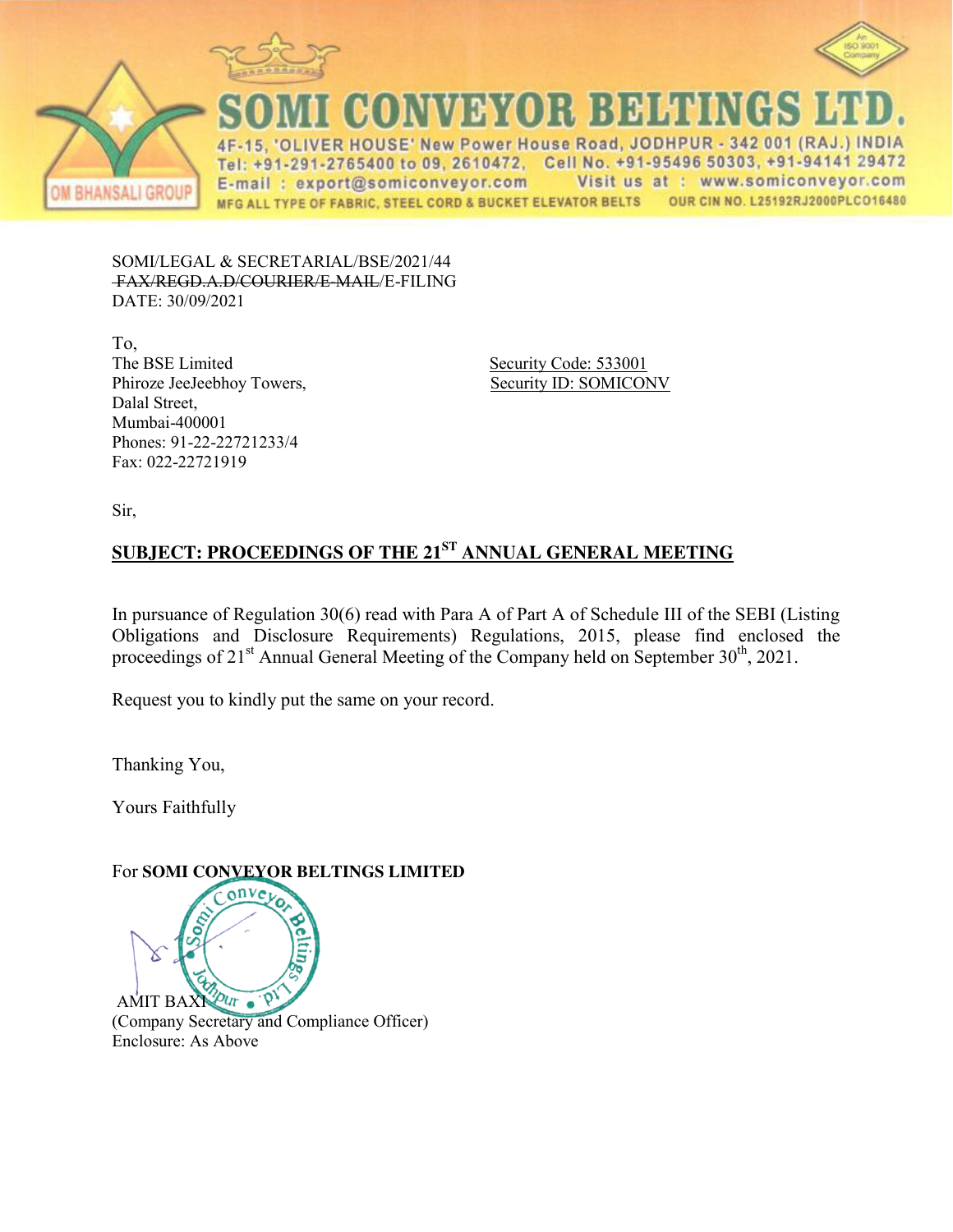# SOMI CONVEYOR BELTINGS LTD.

4F-15, 'OLIVER HOUSE' New Power House Road, JODHPUR - 342 001 (RAJ.) INDIA
Tel: +91-291-2765400 to 09, 2610472, Cell No. +91-95496 50303, +91-94141 29472
E-mail : export@somiconveyor.com Visit us at : www.somiconveyor.com
MFG ALL TYPE OF FABRIC, STEEL CORD & BUCKET ELEVATOR BELTS OUR CIN NO. L25192RJ2000PLCO16480

OM BHANSALI GROUP

SOMI/LEGAL & SECRETARIAL/BSE/2021/44
~~FAX/REGD.A.D/COURIER/E-MAIL~~/E-FILING
DATE: 30/09/2021

To,
The BSE Limited
Phiroze JeeJeebhoy Towers,
Dalal Street,
Mumbai-400001
Phones: 91-22-22721233/4
Fax: 022-22721919

Security Code: 533001
Security ID: SOMICONV

Sir,

**SUBJECT: PROCEEDINGS OF THE 21ST ANNUAL GENERAL MEETING**

In pursuance of Regulation 30(6) read with Para A of Part A of Schedule III of the SEBI (Listing Obligations and Disclosure Requirements) Regulations, 2015, please find enclosed the proceedings of 21st Annual General Meeting of the Company held on September 30th, 2021.

Request you to kindly put the same on your record.

Thanking You,

Yours Faithfully

For **SOMI CONVEYOR BELTINGS LIMITED**

AMIT BAXI
(Company Secretary and Compliance Officer)
Enclosure: As Above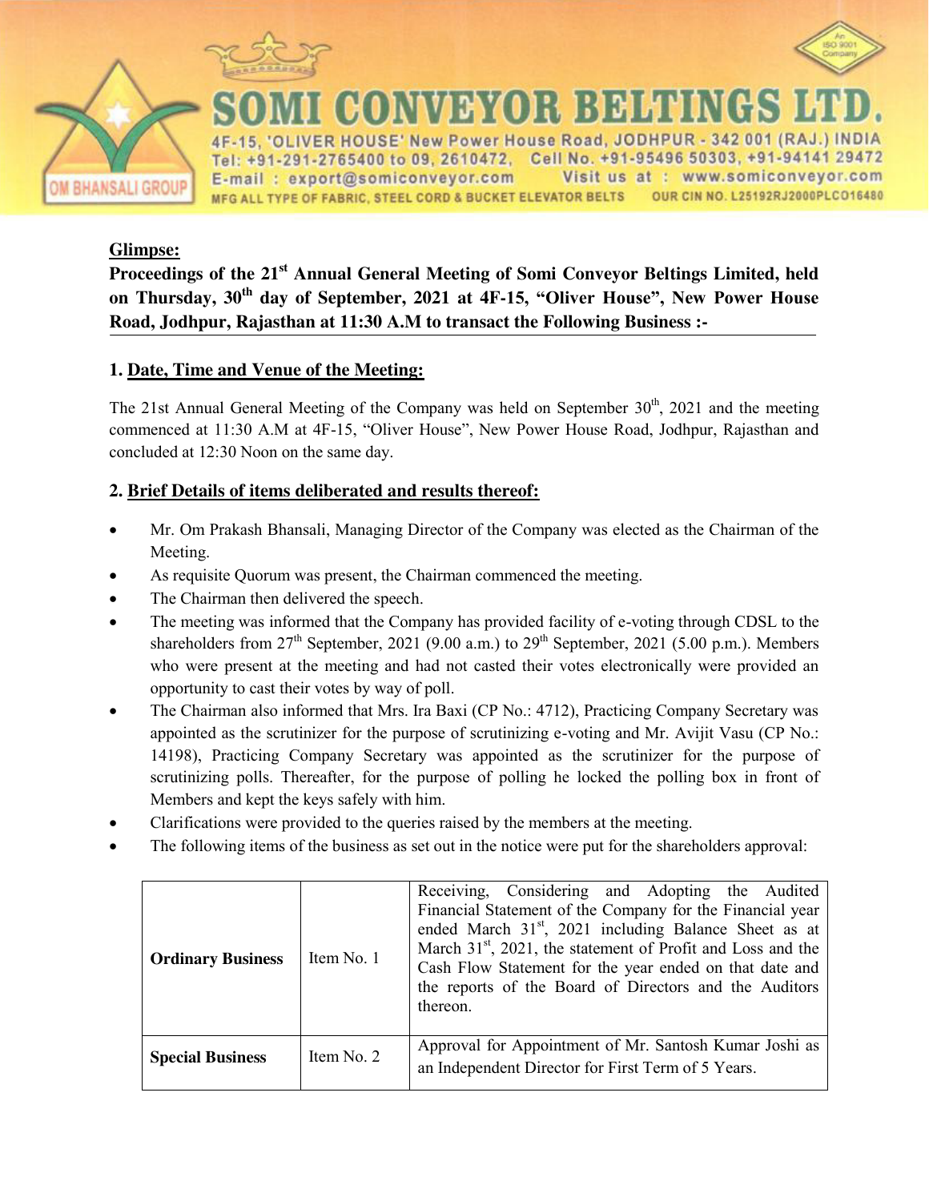# SOMI CONVEYOR BELTINGS LTD.

4F-15, 'OLIVER HOUSE' New Power House Road, JODHPUR - 342 001 (RAJ.) INDIA
Tel: +91-291-2765400 to 09, 2610472, Cell No. +91-95496 50303, +91-94141 29472
E-mail : export@somiconveyor.com Visit us at : www.somiconveyor.com
MFG ALL TYPE OF FABRIC, STEEL CORD & BUCKET ELEVATOR BELTS OUR CIN NO. L25192RJ2000PLCO16480

**Glimpse:**

**Proceedings of the 21st Annual General Meeting of Somi Conveyor Beltings Limited, held on Thursday, 30th day of September, 2021 at 4F-15, "Oliver House", New Power House Road, Jodhpur, Rajasthan at 11:30 A.M to transact the Following Business :-**

## 1. Date, Time and Venue of the Meeting:

The 21st Annual General Meeting of the Company was held on September 30th, 2021 and the meeting commenced at 11:30 A.M at 4F-15, "Oliver House", New Power House Road, Jodhpur, Rajasthan and concluded at 12:30 Noon on the same day.

## 2. Brief Details of items deliberated and results thereof:

- Mr. Om Prakash Bhansali, Managing Director of the Company was elected as the Chairman of the Meeting.
- As requisite Quorum was present, the Chairman commenced the meeting.
- The Chairman then delivered the speech.
- The meeting was informed that the Company has provided facility of e-voting through CDSL to the shareholders from 27th September, 2021 (9.00 a.m.) to 29th September, 2021 (5.00 p.m.). Members who were present at the meeting and had not casted their votes electronically were provided an opportunity to cast their votes by way of poll.
- The Chairman also informed that Mrs. Ira Baxi (CP No.: 4712), Practicing Company Secretary was appointed as the scrutinizer for the purpose of scrutinizing e-voting and Mr. Avijit Vasu (CP No.: 14198), Practicing Company Secretary was appointed as the scrutinizer for the purpose of scrutinizing polls. Thereafter, for the purpose of polling he locked the polling box in front of Members and kept the keys safely with him.
- Clarifications were provided to the queries raised by the members at the meeting.
- The following items of the business as set out in the notice were put for the shareholders approval:

| | | |
|---|---|---|
| **Ordinary Business** | Item No. 1 | Receiving, Considering and Adopting the Audited Financial Statement of the Company for the Financial year ended March 31st, 2021 including Balance Sheet as at March 31st, 2021, the statement of Profit and Loss and the Cash Flow Statement for the year ended on that date and the reports of the Board of Directors and the Auditors thereon. |
| **Special Business** | Item No. 2 | Approval for Appointment of Mr. Santosh Kumar Joshi as an Independent Director for First Term of 5 Years. |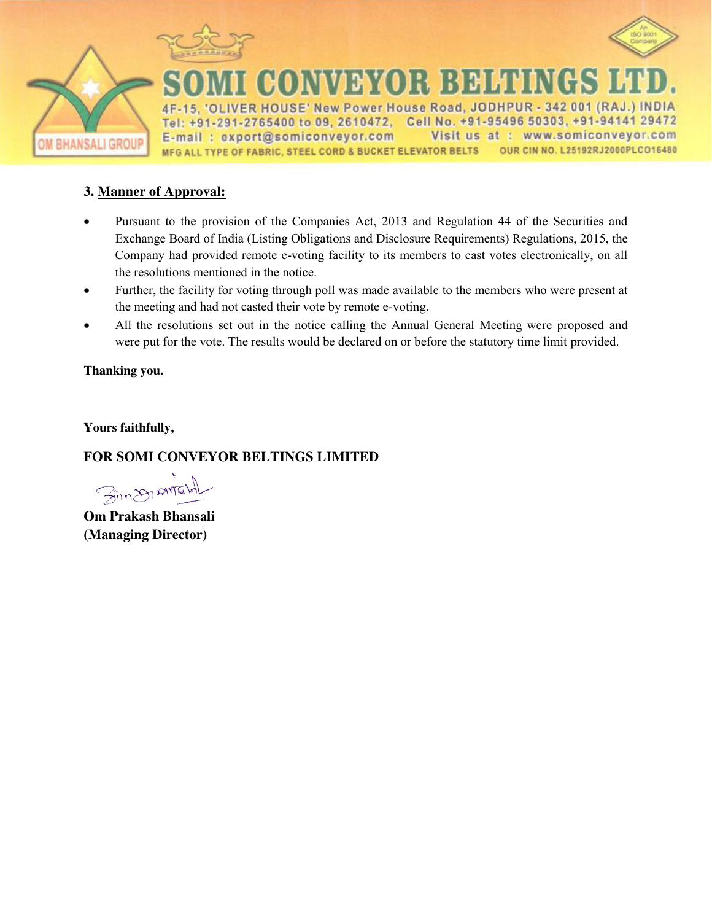# SOMI CONVEYOR BELTINGS LTD.

4F-15, 'OLIVER HOUSE' New Power House Road, JODHPUR - 342 001 (RAJ.) INDIA
Tel: +91-291-2765400 to 09, 2610472, Cell No. +91-95496 50303, +91-94141 29472
E-mail : export@somiconveyor.com Visit us at : www.somiconveyor.com
MFG ALL TYPE OF FABRIC, STEEL CORD & BUCKET ELEVATOR BELTS OUR CIN NO. L25192RJ2000PLC016480

OM BHANSALI GROUP

**3. Manner of Approval:**

- Pursuant to the provision of the Companies Act, 2013 and Regulation 44 of the Securities and Exchange Board of India (Listing Obligations and Disclosure Requirements) Regulations, 2015, the Company had provided remote e-voting facility to its members to cast votes electronically, on all the resolutions mentioned in the notice.
- Further, the facility for voting through poll was made available to the members who were present at the meeting and had not casted their vote by remote e-voting.
- All the resolutions set out in the notice calling the Annual General Meeting were proposed and were put for the vote. The results would be declared on or before the statutory time limit provided.

**Thanking you.**

**Yours faithfully,**

**FOR SOMI CONVEYOR BELTINGS LIMITED**

**Om Prakash Bhansali**
**(Managing Director)**